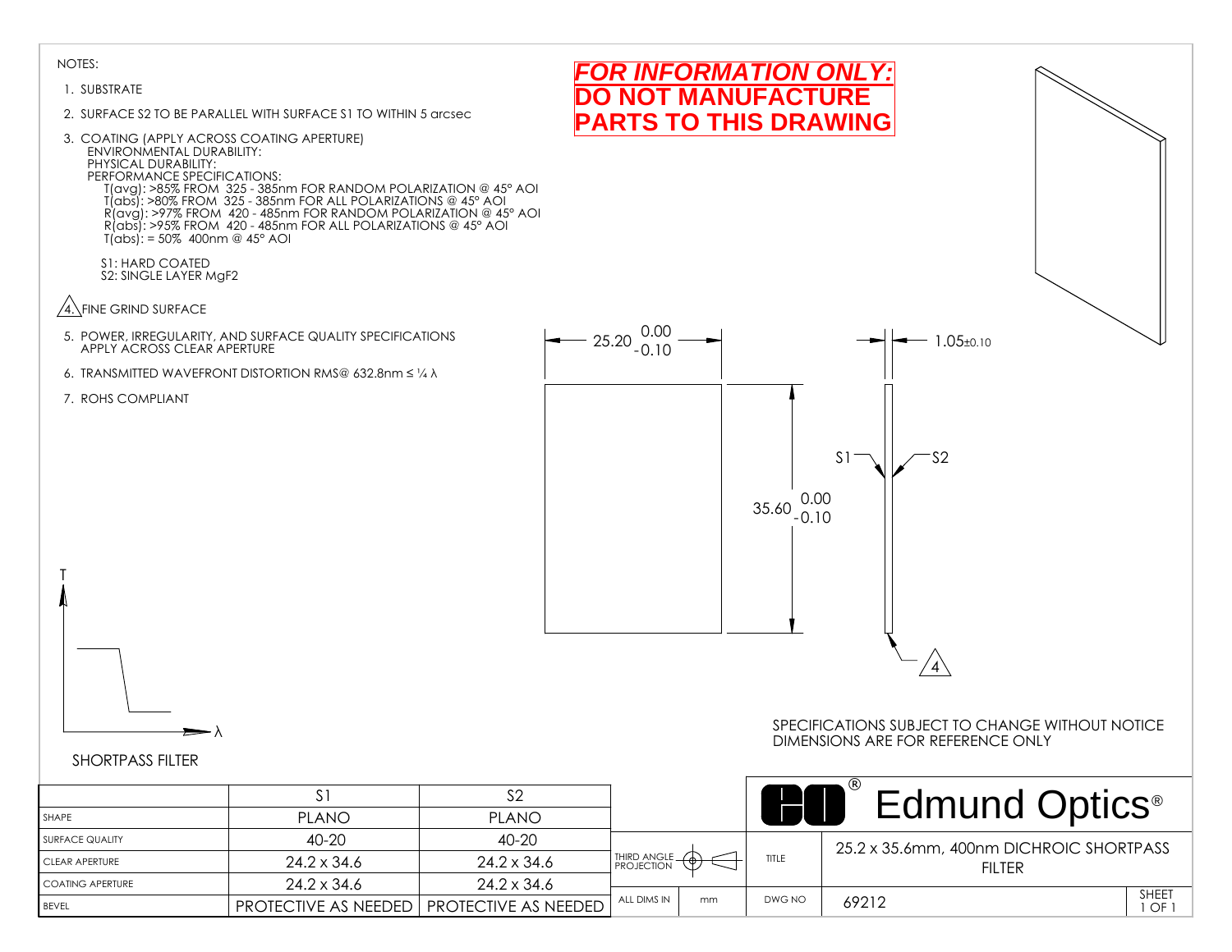**FOR INFORMATION ONLY: DO NOT MANUFACTURE PARTS TO THIS DRAWING**

NOTES:

1. SUBSTRATE
2. SURFACE S2 TO BE PARALLEL WITH SURFACE S1 TO WITHIN 5 arcsec
3. COATING (APPLY ACROSS COATING APERTURE)
   ENVIRONMENTAL DURABILITY:
   PHYSICAL DURABILITY:
   PERFORMANCE SPECIFICATIONS:
   T(avg): >85% FROM 325 - 385nm FOR RANDOM POLARIZATION @ 45° AOI
   T(abs): >80% FROM 325 - 385nm FOR ALL POLARIZATIONS @ 45° AOI
   R(avg): >97% FROM 420 - 485nm FOR RANDOM POLARIZATION @ 45° AOI
   R(abs): >95% FROM 420 - 485nm FOR ALL POLARIZATIONS @ 45° AOI
   T(abs): = 50% 400nm @ 45° AOI

   S1: HARD COATED
   S2: SINGLE LAYER $MgF_2$
4. FINE GRIND SURFACE
5. POWER, IRREGULARITY, AND SURFACE QUALITY SPECIFICATIONS APPLY ACROSS CLEAR APERTURE
6. TRANSMITTED WAVEFRONT DISTORTION RMS@ 632.8nm ≤ ¼ λ
7. ROHS COMPLIANT

Dimensions: $25.20^{\,0.00}_{\,-0.10}$ × $35.60^{\,0.00}_{\,-0.10}$; thickness $1.05 \pm 0.10$. Surfaces S1, S2; edge note 4.

SHORTPASS FILTER (plot of T vs λ)

SPECIFICATIONS SUBJECT TO CHANGE WITHOUT NOTICE
DIMENSIONS ARE FOR REFERENCE ONLY

| | S1 | S2 |
|---|---|---|
| SHAPE | PLANO | PLANO |
| SURFACE QUALITY | 40-20 | 40-20 |
| CLEAR APERTURE | 24.2 x 34.6 | 24.2 x 34.6 |
| COATING APERTURE | 24.2 x 34.6 | 24.2 x 34.6 |
| BEVEL | PROTECTIVE AS NEEDED | PROTECTIVE AS NEEDED |

| | |
|---|---|
| THIRD ANGLE PROJECTION | |
| ALL DIMS IN | mm |
| TITLE | 25.2 x 35.6mm, 400nm DICHROIC SHORTPASS FILTER |
| DWG NO | 69212 |
| SHEET | 1 OF 1 |

Edmund Optics®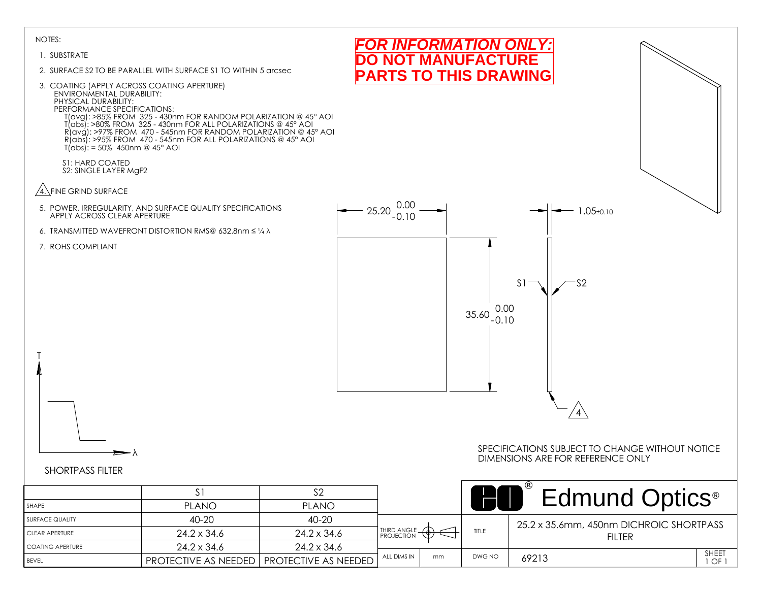**FOR INFORMATION ONLY:**
**DO NOT MANUFACTURE PARTS TO THIS DRAWING**

NOTES:

1. SUBSTRATE
2. SURFACE S2 TO BE PARALLEL WITH SURFACE S1 TO WITHIN 5 arcsec
3. COATING (APPLY ACROSS COATING APERTURE)
   - ENVIRONMENTAL DURABILITY:
   - PHYSICAL DURABILITY:
   - PERFORMANCE SPECIFICATIONS:
     - T(avg): >85% FROM 325 - 430nm FOR RANDOM POLARIZATION @ 45° AOI
     - T(abs): >80% FROM 325 - 430nm FOR ALL POLARIZATIONS @ 45° AOI
     - R(avg): >97% FROM 470 - 545nm FOR RANDOM POLARIZATION @ 45° AOI
     - R(abs): >95% FROM 470 - 545nm FOR ALL POLARIZATIONS @ 45° AOI
     - T(abs): = 50% 450nm @ 45° AOI

   S1: HARD COATED
   S2: SINGLE LAYER $MgF_2$
4. FINE GRIND SURFACE
5. POWER, IRREGULARITY, AND SURFACE QUALITY SPECIFICATIONS APPLY ACROSS CLEAR APERTURE
6. TRANSMITTED WAVEFRONT DISTORTION RMS@ 632.8nm ≤ ¼ λ
7. ROHS COMPLIANT

$25.20^{0.00}_{-0.10}$

$35.60^{0.00}_{-0.10}$

$1.05 \pm 0.10$

S1 S2

4

T

λ

SHORTPASS FILTER

SPECIFICATIONS SUBJECT TO CHANGE WITHOUT NOTICE
DIMENSIONS ARE FOR REFERENCE ONLY

| | S1 | S2 |
|---|---|---|
| SHAPE | PLANO | PLANO |
| SURFACE QUALITY | 40-20 | 40-20 |
| CLEAR APERTURE | 24.2 x 34.6 | 24.2 x 34.6 |
| COATING APERTURE | 24.2 x 34.6 | 24.2 x 34.6 |
| BEVEL | PROTECTIVE AS NEEDED | PROTECTIVE AS NEEDED |

Edmund Optics®

| | |
|---|---|
| THIRD ANGLE PROJECTION | |
| ALL DIMS IN | mm |
| TITLE | 25.2 x 35.6mm, 450nm DICHROIC SHORTPASS FILTER |
| DWG NO | 69213 |
| SHEET | 1 OF 1 |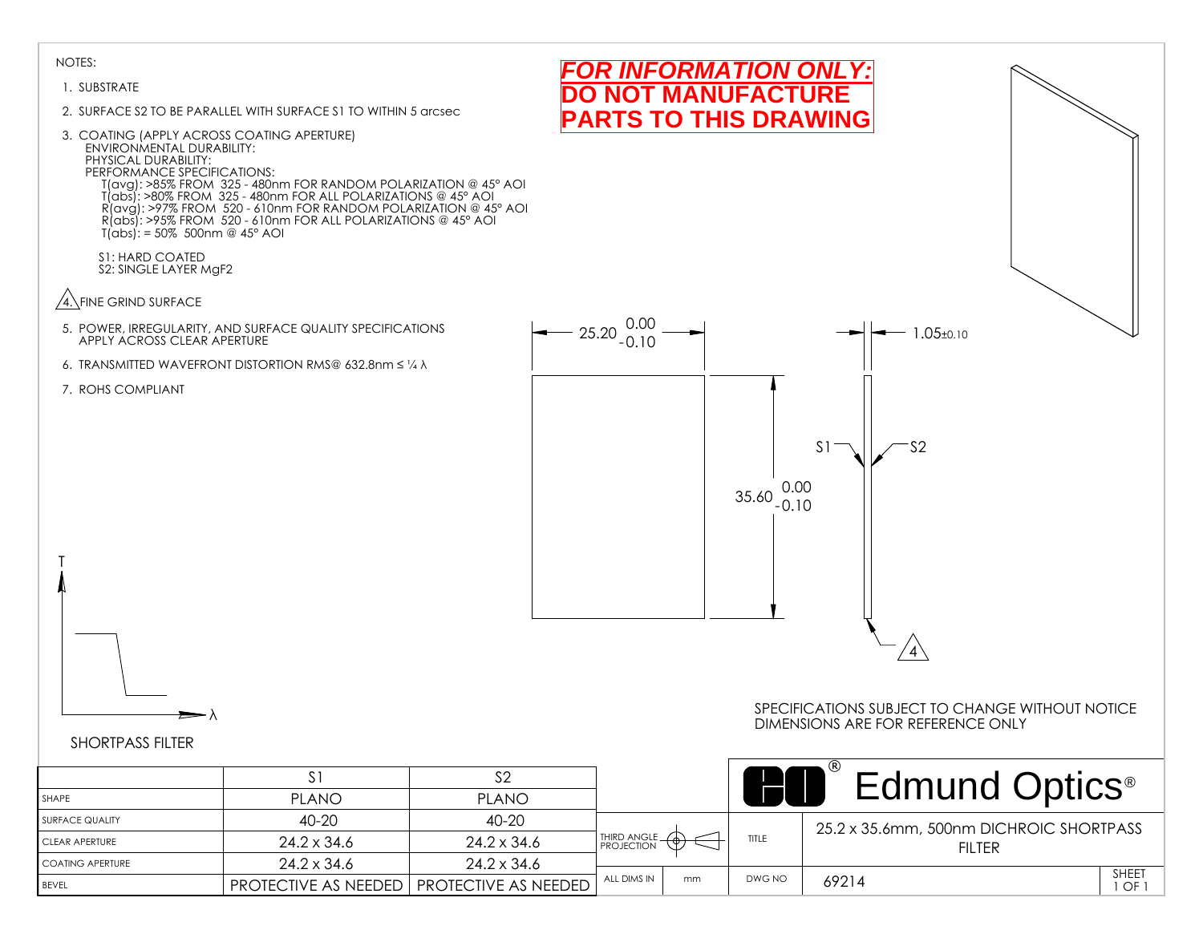NOTES:

1. SUBSTRATE
2. SURFACE S2 TO BE PARALLEL WITH SURFACE S1 TO WITHIN 5 arcsec
3. COATING (APPLY ACROSS COATING APERTURE)
   ENVIRONMENTAL DURABILITY:
   PHYSICAL DURABILITY:
   PERFORMANCE SPECIFICATIONS:
   T(avg): >85% FROM 325 - 480nm FOR RANDOM POLARIZATION @ 45° AOI
   T(abs): >80% FROM 325 - 480nm FOR ALL POLARIZATIONS @ 45° AOI
   R(avg): >97% FROM 520 - 610nm FOR RANDOM POLARIZATION @ 45° AOI
   R(abs): >95% FROM 520 - 610nm FOR ALL POLARIZATIONS @ 45° AOI
   T(abs): = 50% 500nm @ 45° AOI

   S1: HARD COATED
   S2: SINGLE LAYER $MgF_2$
4. FINE GRIND SURFACE
5. POWER, IRREGULARITY, AND SURFACE QUALITY SPECIFICATIONS APPLY ACROSS CLEAR APERTURE
6. TRANSMITTED WAVEFRONT DISTORTION RMS@ 632.8nm ≤ ¼ λ
7. ROHS COMPLIANT

**FOR INFORMATION ONLY: DO NOT MANUFACTURE PARTS TO THIS DRAWING**

25.20 (+0.00 / -0.10)

35.60 (+0.00 / -0.10)

1.05±0.10

S1 S2

4

T

λ

SHORTPASS FILTER

SPECIFICATIONS SUBJECT TO CHANGE WITHOUT NOTICE
DIMENSIONS ARE FOR REFERENCE ONLY

| | S1 | S2 |
|---|---|---|
| SHAPE | PLANO | PLANO |
| SURFACE QUALITY | 40-20 | 40-20 |
| CLEAR APERTURE | 24.2 x 34.6 | 24.2 x 34.6 |
| COATING APERTURE | 24.2 x 34.6 | 24.2 x 34.6 |
| BEVEL | PROTECTIVE AS NEEDED | PROTECTIVE AS NEEDED |

Edmund Optics®

| | |
|---|---|
| THIRD ANGLE PROJECTION | |
| TITLE | 25.2 x 35.6mm, 500nm DICHROIC SHORTPASS FILTER |
| ALL DIMS IN | mm |
| DWG NO | 69214 |
| SHEET | 1 OF 1 |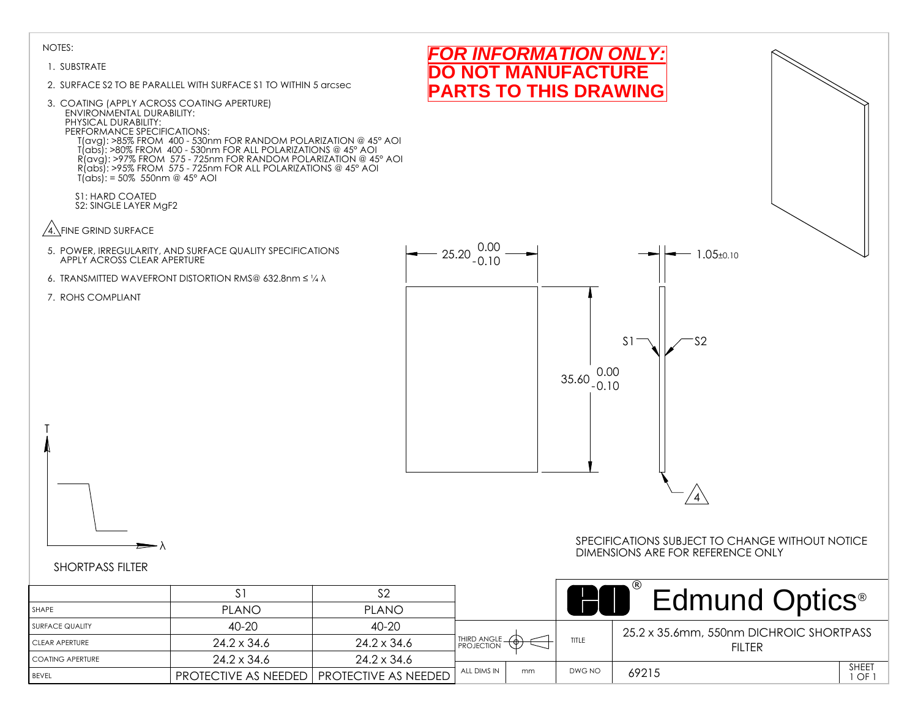NOTES:

1. SUBSTRATE
2. SURFACE S2 TO BE PARALLEL WITH SURFACE S1 TO WITHIN 5 arcsec
3. COATING (APPLY ACROSS COATING APERTURE)
   ENVIRONMENTAL DURABILITY:
   PHYSICAL DURABILITY:
   PERFORMANCE SPECIFICATIONS:
   T(avg): >85% FROM 400 - 530nm FOR RANDOM POLARIZATION @ 45° AOI
   T(abs): >80% FROM 400 - 530nm FOR ALL POLARIZATIONS @ 45° AOI
   R(avg): >97% FROM 575 - 725nm FOR RANDOM POLARIZATION @ 45° AOI
   R(abs): >95% FROM 575 - 725nm FOR ALL POLARIZATIONS @ 45° AOI
   T(abs): = 50% 550nm @ 45° AOI

   S1: HARD COATED
   S2: SINGLE LAYER $MgF_2$
4. FINE GRIND SURFACE
5. POWER, IRREGULARITY, AND SURFACE QUALITY SPECIFICATIONS APPLY ACROSS CLEAR APERTURE
6. TRANSMITTED WAVEFRONT DISTORTION RMS@ 632.8nm ≤ ¼ λ
7. ROHS COMPLIANT

**FOR INFORMATION ONLY:**
**DO NOT MANUFACTURE PARTS TO THIS DRAWING**

$25.20^{\ 0.00}_{-0.10}$

$35.60^{\ 0.00}_{-0.10}$

1.05±0.10

S1 S2

4

T

λ

SHORTPASS FILTER

SPECIFICATIONS SUBJECT TO CHANGE WITHOUT NOTICE
DIMENSIONS ARE FOR REFERENCE ONLY

| | S1 | S2 |
|---|---|---|
| SHAPE | PLANO | PLANO |
| SURFACE QUALITY | 40-20 | 40-20 |
| CLEAR APERTURE | 24.2 x 34.6 | 24.2 x 34.6 |
| COATING APERTURE | 24.2 x 34.6 | 24.2 x 34.6 |
| BEVEL | PROTECTIVE AS NEEDED | PROTECTIVE AS NEEDED |

Edmund Optics®

| | | | |
|---|---|---|---|
| THIRD ANGLE PROJECTION | | TITLE | 25.2 x 35.6mm, 550nm DICHROIC SHORTPASS FILTER |
| ALL DIMS IN | mm | DWG NO | 69215 |

SHEET 1 OF 1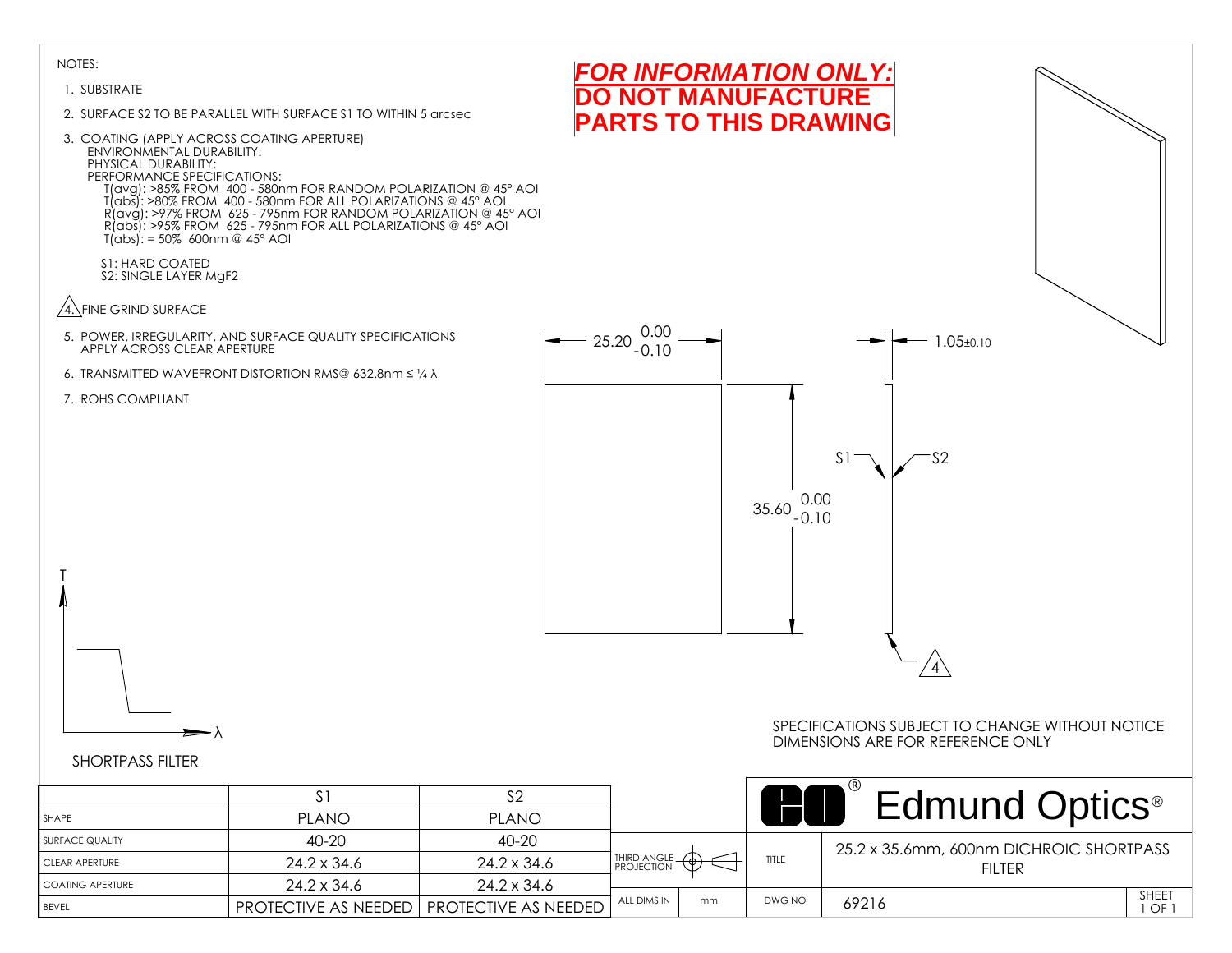NOTES:

1. SUBSTRATE
2. SURFACE S2 TO BE PARALLEL WITH SURFACE S1 TO WITHIN 5 arcsec
3. COATING (APPLY ACROSS COATING APERTURE)
   ENVIRONMENTAL DURABILITY:
   PHYSICAL DURABILITY:
   PERFORMANCE SPECIFICATIONS:
   T(avg): >85% FROM 400 - 580nm FOR RANDOM POLARIZATION @ 45° AOI
   T(abs): >80% FROM 400 - 580nm FOR ALL POLARIZATIONS @ 45° AOI
   R(avg): >97% FROM 625 - 795nm FOR RANDOM POLARIZATION @ 45° AOI
   R(abs): >95% FROM 625 - 795nm FOR ALL POLARIZATIONS @ 45° AOI
   T(abs): = 50% 600nm @ 45° AOI

   S1: HARD COATED
   S2: SINGLE LAYER $MgF_2$

4. FINE GRIND SURFACE
5. POWER, IRREGULARITY, AND SURFACE QUALITY SPECIFICATIONS APPLY ACROSS CLEAR APERTURE
6. TRANSMITTED WAVEFRONT DISTORTION RMS@ 632.8nm ≤ ¼ λ
7. ROHS COMPLIANT

***FOR INFORMATION ONLY:***
**DO NOT MANUFACTURE PARTS TO THIS DRAWING**

$25.20^{\ 0.00}_{-0.10}$

$35.60^{\ 0.00}_{-0.10}$

$1.05 \pm 0.10$

S1 S2

4

T

λ

SHORTPASS FILTER

SPECIFICATIONS SUBJECT TO CHANGE WITHOUT NOTICE
DIMENSIONS ARE FOR REFERENCE ONLY

| | S1 | S2 |
|---|---|---|
| SHAPE | PLANO | PLANO |
| SURFACE QUALITY | 40-20 | 40-20 |
| CLEAR APERTURE | 24.2 x 34.6 | 24.2 x 34.6 |
| COATING APERTURE | 24.2 x 34.6 | 24.2 x 34.6 |
| BEVEL | PROTECTIVE AS NEEDED | PROTECTIVE AS NEEDED |

Edmund Optics®

| | |
|---|---|
| THIRD ANGLE PROJECTION | |
| ALL DIMS IN | mm |
| TITLE | 25.2 x 35.6mm, 600nm DICHROIC SHORTPASS FILTER |
| DWG NO | 69216 |
| SHEET | 1 OF 1 |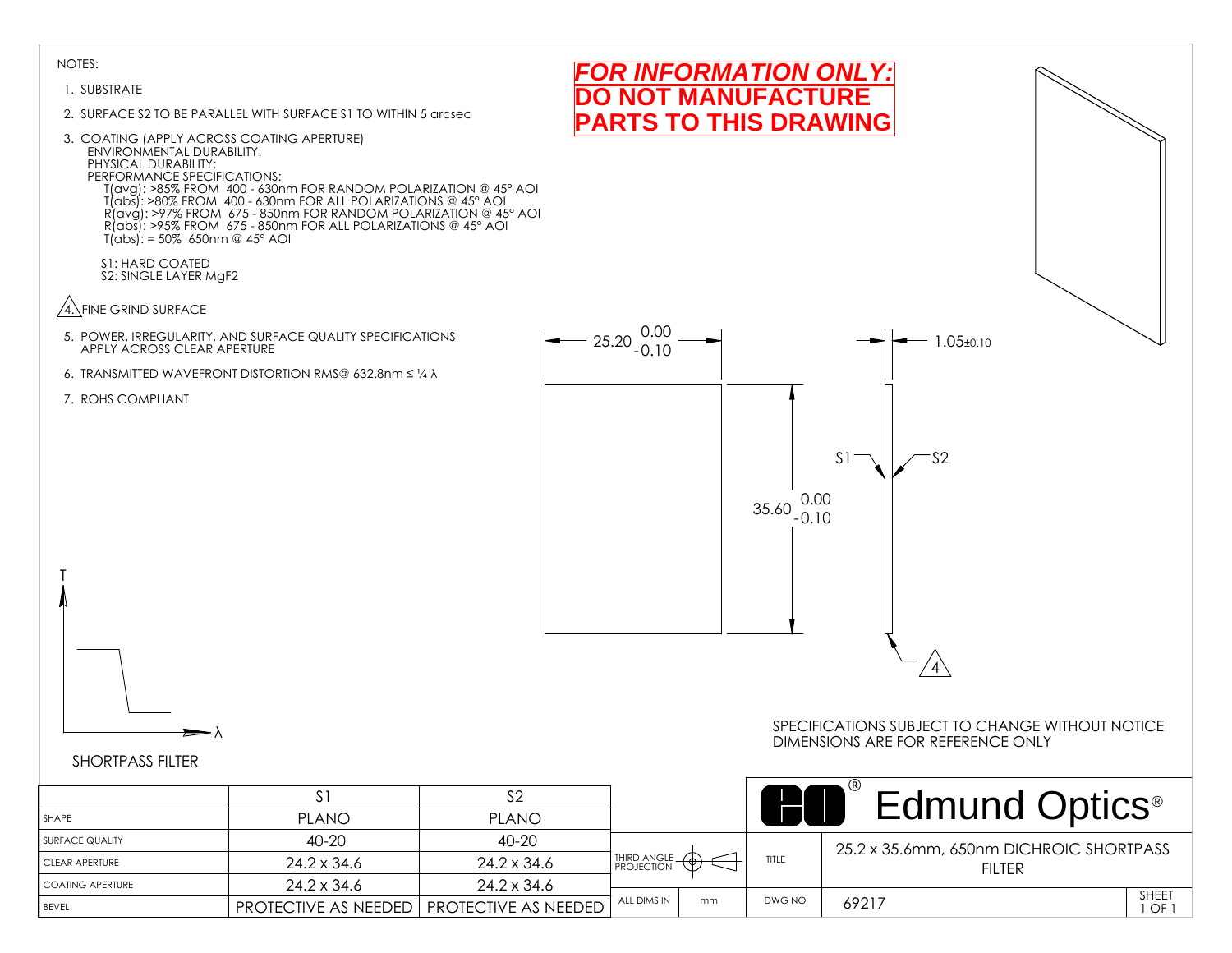NOTES:

1. SUBSTRATE
2. SURFACE S2 TO BE PARALLEL WITH SURFACE S1 TO WITHIN 5 arcsec
3. COATING (APPLY ACROSS COATING APERTURE)
   ENVIRONMENTAL DURABILITY:
   PHYSICAL DURABILITY:
   PERFORMANCE SPECIFICATIONS:
   T(avg): >85% FROM 400 - 630nm FOR RANDOM POLARIZATION @ 45° AOI
   T(abs): >80% FROM 400 - 630nm FOR ALL POLARIZATIONS @ 45° AOI
   R(avg): >97% FROM 675 - 850nm FOR RANDOM POLARIZATION @ 45° AOI
   R(abs): >95% FROM 675 - 850nm FOR ALL POLARIZATIONS @ 45° AOI
   T(abs): = 50% 650nm @ 45° AOI

   S1: HARD COATED
   S2: SINGLE LAYER $MgF_2$
4. FINE GRIND SURFACE
5. POWER, IRREGULARITY, AND SURFACE QUALITY SPECIFICATIONS APPLY ACROSS CLEAR APERTURE
6. TRANSMITTED WAVEFRONT DISTORTION RMS@ 632.8nm ≤ ¼ λ
7. ROHS COMPLIANT

**FOR INFORMATION ONLY: DO NOT MANUFACTURE PARTS TO THIS DRAWING**

25.20 $^{0.00}_{-0.10}$

35.60 $^{0.00}_{-0.10}$

1.05±0.10

S1 S2

4

T

λ

SHORTPASS FILTER

SPECIFICATIONS SUBJECT TO CHANGE WITHOUT NOTICE
DIMENSIONS ARE FOR REFERENCE ONLY

| | S1 | S2 |
|---|---|---|
| SHAPE | PLANO | PLANO |
| SURFACE QUALITY | 40-20 | 40-20 |
| CLEAR APERTURE | 24.2 x 34.6 | 24.2 x 34.6 |
| COATING APERTURE | 24.2 x 34.6 | 24.2 x 34.6 |
| BEVEL | PROTECTIVE AS NEEDED | PROTECTIVE AS NEEDED |

Edmund Optics®

| | |
|---|---|
| THIRD ANGLE PROJECTION | |
| ALL DIMS IN | mm |
| TITLE | 25.2 x 35.6mm, 650nm DICHROIC SHORTPASS FILTER |
| DWG NO | 69217 |
| SHEET | 1 OF 1 |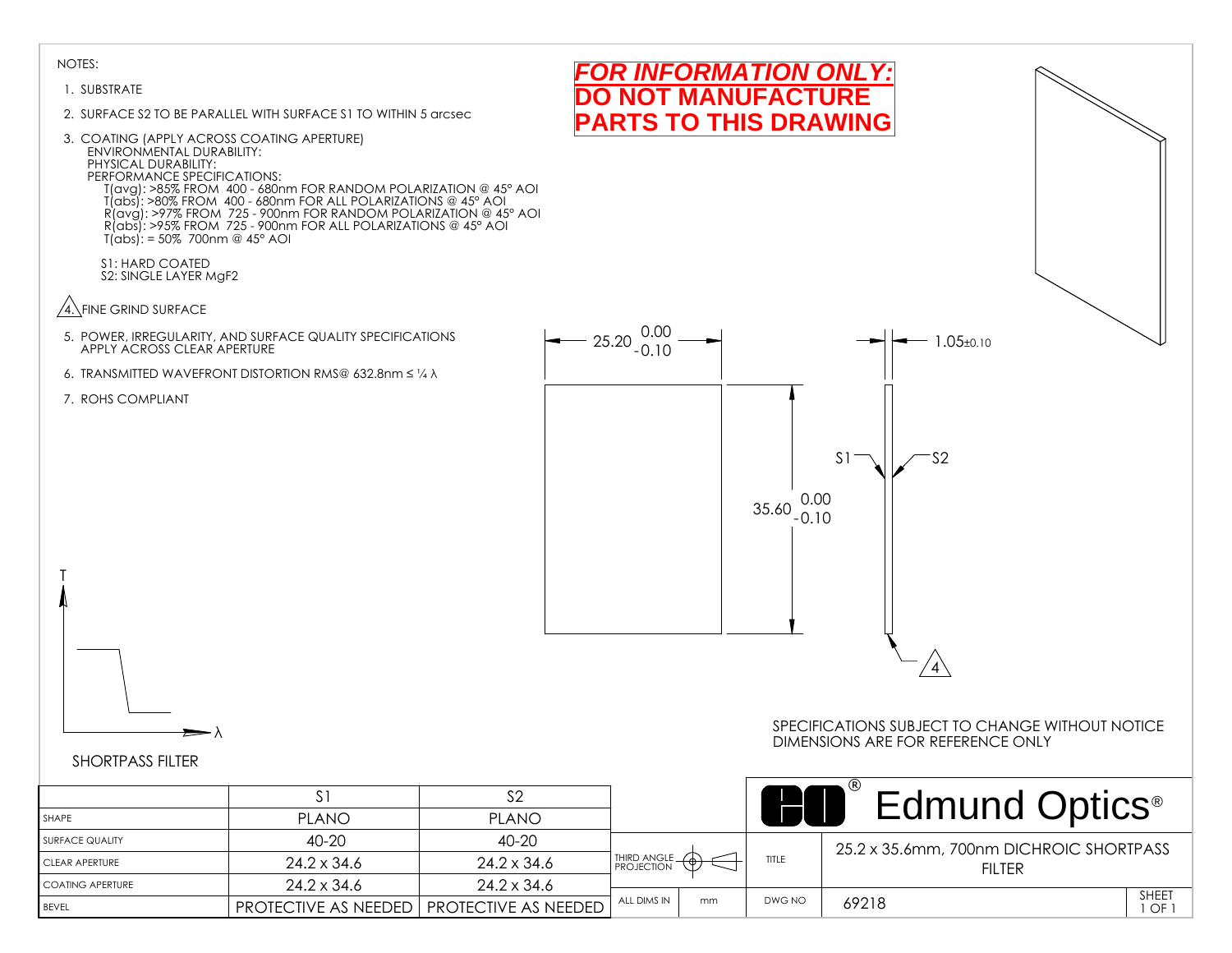NOTES:

1. SUBSTRATE
2. SURFACE S2 TO BE PARALLEL WITH SURFACE S1 TO WITHIN 5 arcsec
3. COATING (APPLY ACROSS COATING APERTURE)
   ENVIRONMENTAL DURABILITY:
   PHYSICAL DURABILITY:
   PERFORMANCE SPECIFICATIONS:
   T(avg): >85% FROM 400 - 680nm FOR RANDOM POLARIZATION @ 45° AOI
   T(abs): >80% FROM 400 - 680nm FOR ALL POLARIZATIONS @ 45° AOI
   R(avg): >97% FROM 725 - 900nm FOR RANDOM POLARIZATION @ 45° AOI
   R(abs): >95% FROM 725 - 900nm FOR ALL POLARIZATIONS @ 45° AOI
   T(abs): = 50% 700nm @ 45° AOI

   S1: HARD COATED
   S2: SINGLE LAYER $MgF_2$

4. FINE GRIND SURFACE
5. POWER, IRREGULARITY, AND SURFACE QUALITY SPECIFICATIONS APPLY ACROSS CLEAR APERTURE
6. TRANSMITTED WAVEFRONT DISTORTION RMS@ 632.8nm ≤ ¼ λ
7. ROHS COMPLIANT

**FOR INFORMATION ONLY: DO NOT MANUFACTURE PARTS TO THIS DRAWING**

25.20 (+0.00 / -0.10)

35.60 (+0.00 / -0.10)

1.05±0.10

S1 S2

4

T

λ

SHORTPASS FILTER

SPECIFICATIONS SUBJECT TO CHANGE WITHOUT NOTICE
DIMENSIONS ARE FOR REFERENCE ONLY

| | S1 | S2 |
|---|---|---|
| SHAPE | PLANO | PLANO |
| SURFACE QUALITY | 40-20 | 40-20 |
| CLEAR APERTURE | 24.2 x 34.6 | 24.2 x 34.6 |
| COATING APERTURE | 24.2 x 34.6 | 24.2 x 34.6 |
| BEVEL | PROTECTIVE AS NEEDED | PROTECTIVE AS NEEDED |

THIRD ANGLE PROJECTION

ALL DIMS IN mm

Edmund Optics®

| | |
|---|---|
| TITLE | 25.2 x 35.6mm, 700nm DICHROIC SHORTPASS FILTER |
| DWG NO | 69218 |

SHEET 1 OF 1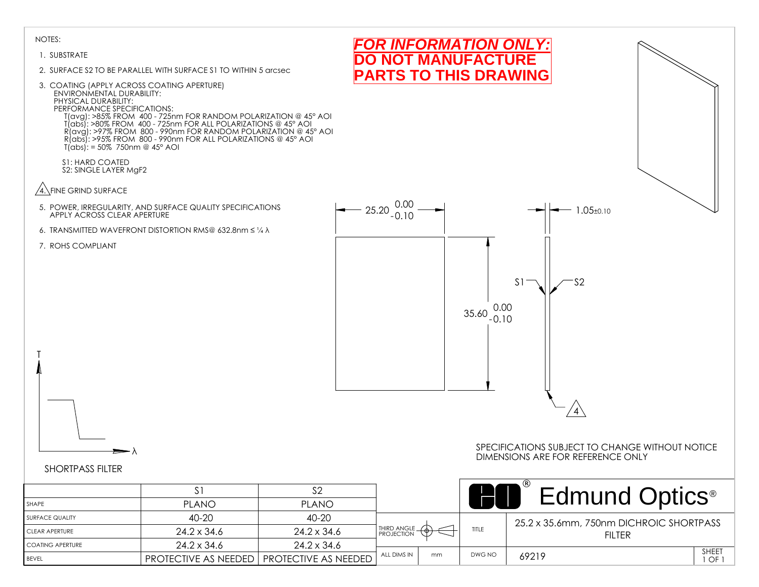NOTES:

1. SUBSTRATE
2. SURFACE S2 TO BE PARALLEL WITH SURFACE S1 TO WITHIN 5 arcsec
3. COATING (APPLY ACROSS COATING APERTURE)
   ENVIRONMENTAL DURABILITY:
   PHYSICAL DURABILITY:
   PERFORMANCE SPECIFICATIONS:
   T(avg): >85% FROM 400 - 725nm FOR RANDOM POLARIZATION @ 45° AOI
   T(abs): >80% FROM 400 - 725nm FOR ALL POLARIZATIONS @ 45° AOI
   R(avg): >97% FROM 800 - 990nm FOR RANDOM POLARIZATION @ 45° AOI
   R(abs): >95% FROM 800 - 990nm FOR ALL POLARIZATIONS @ 45° AOI
   T(abs): = 50% 750nm @ 45° AOI

   S1: HARD COATED
   S2: SINGLE LAYER $MgF_2$
4. FINE GRIND SURFACE
5. POWER, IRREGULARITY, AND SURFACE QUALITY SPECIFICATIONS APPLY ACROSS CLEAR APERTURE
6. TRANSMITTED WAVEFRONT DISTORTION RMS@ 632.8nm ≤ ¼ λ
7. ROHS COMPLIANT

**FOR INFORMATION ONLY:**
**DO NOT MANUFACTURE PARTS TO THIS DRAWING**

$25.20^{\,0.00}_{\,-0.10}$

$35.60^{\,0.00}_{\,-0.10}$

$1.05 \pm 0.10$

S1

S2

4

T

λ

SHORTPASS FILTER

SPECIFICATIONS SUBJECT TO CHANGE WITHOUT NOTICE
DIMENSIONS ARE FOR REFERENCE ONLY

| | S1 | S2 |
|---|---|---|
| SHAPE | PLANO | PLANO |
| SURFACE QUALITY | 40-20 | 40-20 |
| CLEAR APERTURE | 24.2 x 34.6 | 24.2 x 34.6 |
| COATING APERTURE | 24.2 x 34.6 | 24.2 x 34.6 |
| BEVEL | PROTECTIVE AS NEEDED | PROTECTIVE AS NEEDED |

Edmund Optics®

| | | | |
|---|---|---|---|
| THIRD ANGLE PROJECTION | | TITLE | 25.2 x 35.6mm, 750nm DICHROIC SHORTPASS FILTER |
| ALL DIMS IN | mm | DWG NO | 69219 |

SHEET 1 OF 1